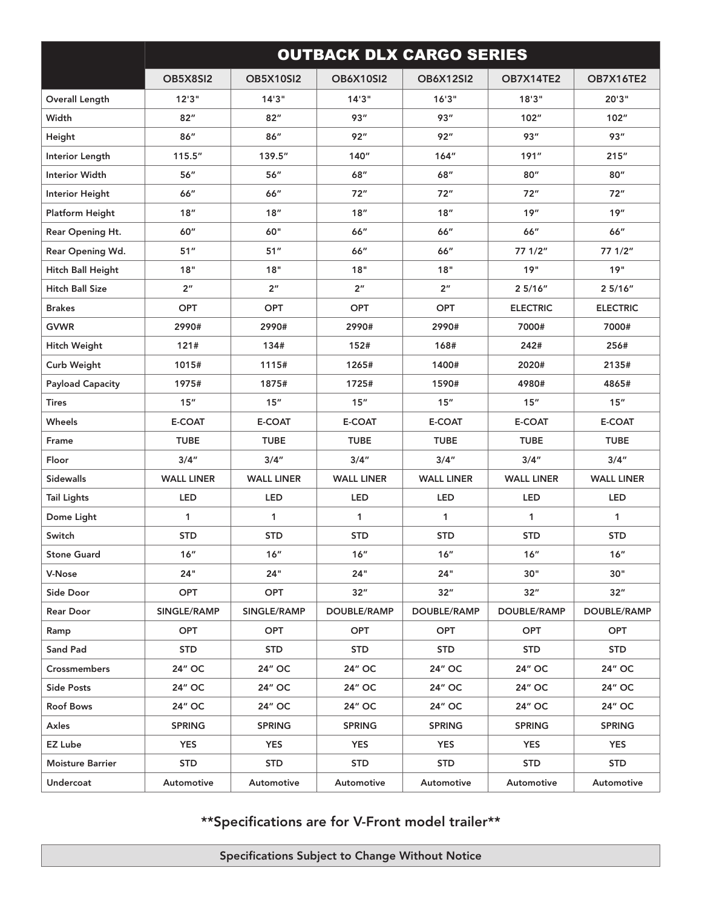| | OUTBACK DLX CARGO SERIES | | | | | |
|---|---|---|---|---|---|---|
| | OB5X8SI2 | OB5X10SI2 | OB6X10SI2 | OB6X12SI2 | OB7X14TE2 | OB7X16TE2 |
| Overall Length | 12'3" | 14'3" | 14'3" | 16'3" | 18'3" | 20'3" |
| Width | 82″ | 82″ | 93″ | 93″ | 102″ | 102″ |
| Height | 86″ | 86″ | 92″ | 92″ | 93″ | 93″ |
| Interior Length | 115.5″ | 139.5″ | 140″ | 164″ | 191″ | 215″ |
| Interior Width | 56″ | 56″ | 68″ | 68″ | 80″ | 80″ |
| Interior Height | 66″ | 66″ | 72″ | 72″ | 72″ | 72″ |
| Platform Height | 18″ | 18″ | 18″ | 18″ | 19″ | 19″ |
| Rear Opening Ht. | 60″ | 60" | 66″ | 66″ | 66″ | 66″ |
| Rear Opening Wd. | 51″ | 51″ | 66″ | 66″ | 77 1/2″ | 77 1/2″ |
| Hitch Ball Height | 18" | 18" | 18" | 18" | 19" | 19" |
| Hitch Ball Size | 2″ | 2″ | 2″ | 2″ | 2 5/16″ | 2 5/16″ |
| Brakes | OPT | OPT | OPT | OPT | ELECTRIC | ELECTRIC |
| GVWR | 2990# | 2990# | 2990# | 2990# | 7000# | 7000# |
| Hitch Weight | 121# | 134# | 152# | 168# | 242# | 256# |
| Curb Weight | 1015# | 1115# | 1265# | 1400# | 2020# | 2135# |
| Payload Capacity | 1975# | 1875# | 1725# | 1590# | 4980# | 4865# |
| Tires | 15″ | 15″ | 15″ | 15″ | 15″ | 15″ |
| Wheels | E-COAT | E-COAT | E-COAT | E-COAT | E-COAT | E-COAT |
| Frame | TUBE | TUBE | TUBE | TUBE | TUBE | TUBE |
| Floor | 3/4″ | 3/4″ | 3/4″ | 3/4″ | 3/4″ | 3/4″ |
| Sidewalls | WALL LINER | WALL LINER | WALL LINER | WALL LINER | WALL LINER | WALL LINER |
| Tail Lights | LED | LED | LED | LED | LED | LED |
| Dome Light | 1 | 1 | 1 | 1 | 1 | 1 |
| Switch | STD | STD | STD | STD | STD | STD |
| Stone Guard | 16″ | 16″ | 16″ | 16″ | 16″ | 16″ |
| V-Nose | 24" | 24" | 24" | 24" | 30" | 30" |
| Side Door | OPT | OPT | 32″ | 32″ | 32″ | 32″ |
| Rear Door | SINGLE/RAMP | SINGLE/RAMP | DOUBLE/RAMP | DOUBLE/RAMP | DOUBLE/RAMP | DOUBLE/RAMP |
| Ramp | OPT | OPT | OPT | OPT | OPT | OPT |
| Sand Pad | STD | STD | STD | STD | STD | STD |
| Crossmembers | 24″ OC | 24″ OC | 24″ OC | 24″ OC | 24″ OC | 24″ OC |
| Side Posts | 24″ OC | 24″ OC | 24″ OC | 24″ OC | 24″ OC | 24″ OC |
| Roof Bows | 24″ OC | 24″ OC | 24″ OC | 24″ OC | 24″ OC | 24″ OC |
| Axles | SPRING | SPRING | SPRING | SPRING | SPRING | SPRING |
| EZ Lube | YES | YES | YES | YES | YES | YES |
| Moisture Barrier | STD | STD | STD | STD | STD | STD |
| Undercoat | Automotive | Automotive | Automotive | Automotive | Automotive | Automotive |

**Specifications are for V-Front model trailer**

Specifications Subject to Change Without Notice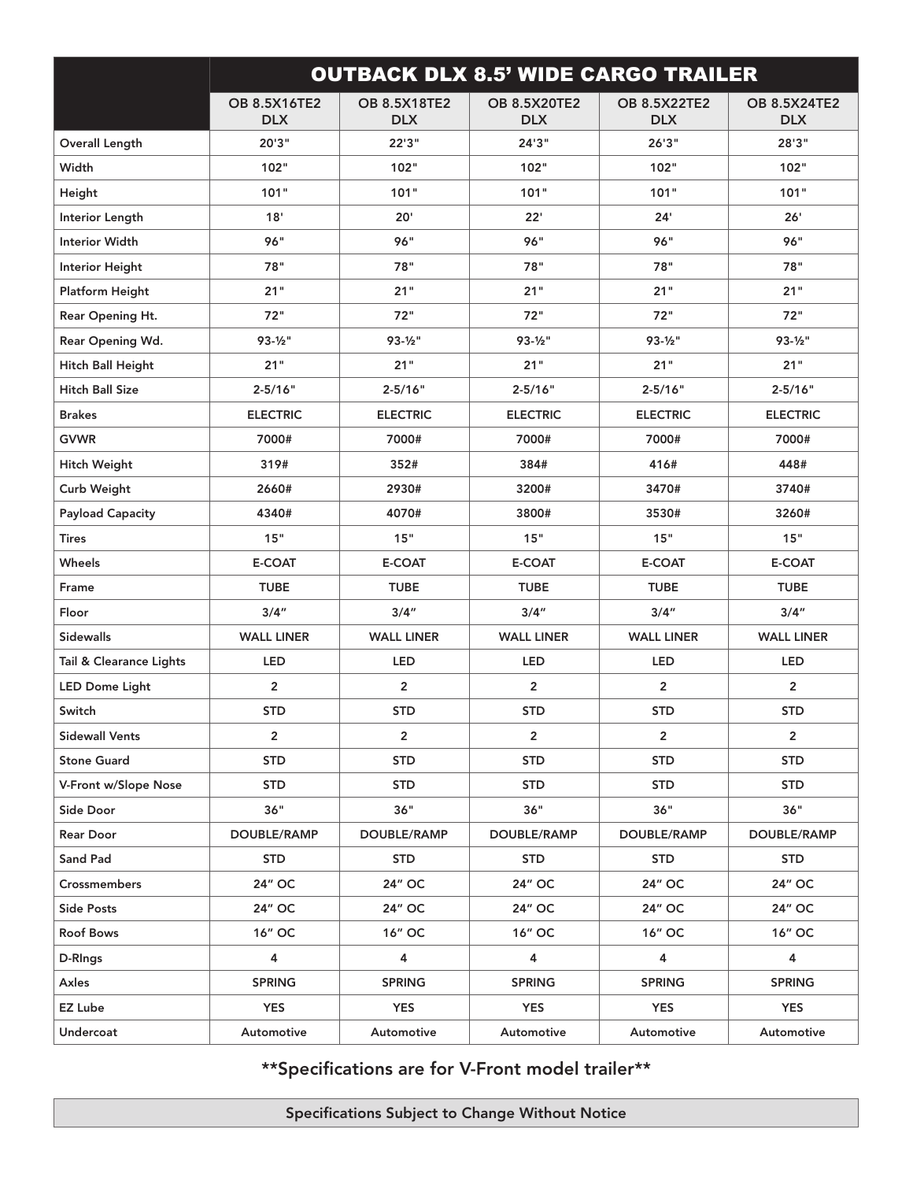| | OUTBACK DLX 8.5' WIDE CARGO TRAILER | | | | |
|---|---|---|---|---|---|
| | OB 8.5X16TE2 DLX | OB 8.5X18TE2 DLX | OB 8.5X20TE2 DLX | OB 8.5X22TE2 DLX | OB 8.5X24TE2 DLX |
| Overall Length | 20'3" | 22'3" | 24'3" | 26'3" | 28'3" |
| Width | 102" | 102" | 102" | 102" | 102" |
| Height | 101" | 101" | 101" | 101" | 101" |
| Interior Length | 18' | 20' | 22' | 24' | 26' |
| Interior Width | 96" | 96" | 96" | 96" | 96" |
| Interior Height | 78" | 78" | 78" | 78" | 78" |
| Platform Height | 21" | 21" | 21" | 21" | 21" |
| Rear Opening Ht. | 72" | 72" | 72" | 72" | 72" |
| Rear Opening Wd. | 93-½" | 93-½" | 93-½" | 93-½" | 93-½" |
| Hitch Ball Height | 21" | 21" | 21" | 21" | 21" |
| Hitch Ball Size | 2-5/16" | 2-5/16" | 2-5/16" | 2-5/16" | 2-5/16" |
| Brakes | ELECTRIC | ELECTRIC | ELECTRIC | ELECTRIC | ELECTRIC |
| GVWR | 7000# | 7000# | 7000# | 7000# | 7000# |
| Hitch Weight | 319# | 352# | 384# | 416# | 448# |
| Curb Weight | 2660# | 2930# | 3200# | 3470# | 3740# |
| Payload Capacity | 4340# | 4070# | 3800# | 3530# | 3260# |
| Tires | 15" | 15" | 15" | 15" | 15" |
| Wheels | E-COAT | E-COAT | E-COAT | E-COAT | E-COAT |
| Frame | TUBE | TUBE | TUBE | TUBE | TUBE |
| Floor | 3/4" | 3/4" | 3/4" | 3/4" | 3/4" |
| Sidewalls | WALL LINER | WALL LINER | WALL LINER | WALL LINER | WALL LINER |
| Tail & Clearance Lights | LED | LED | LED | LED | LED |
| LED Dome Light | 2 | 2 | 2 | 2 | 2 |
| Switch | STD | STD | STD | STD | STD |
| Sidewall Vents | 2 | 2 | 2 | 2 | 2 |
| Stone Guard | STD | STD | STD | STD | STD |
| V-Front w/Slope Nose | STD | STD | STD | STD | STD |
| Side Door | 36" | 36" | 36" | 36" | 36" |
| Rear Door | DOUBLE/RAMP | DOUBLE/RAMP | DOUBLE/RAMP | DOUBLE/RAMP | DOUBLE/RAMP |
| Sand Pad | STD | STD | STD | STD | STD |
| Crossmembers | 24" OC | 24" OC | 24" OC | 24" OC | 24" OC |
| Side Posts | 24" OC | 24" OC | 24" OC | 24" OC | 24" OC |
| Roof Bows | 16" OC | 16" OC | 16" OC | 16" OC | 16" OC |
| D-RIngs | 4 | 4 | 4 | 4 | 4 |
| Axles | SPRING | SPRING | SPRING | SPRING | SPRING |
| EZ Lube | YES | YES | YES | YES | YES |
| Undercoat | Automotive | Automotive | Automotive | Automotive | Automotive |

**Specifications are for V-Front model trailer**

Specifications Subject to Change Without Notice